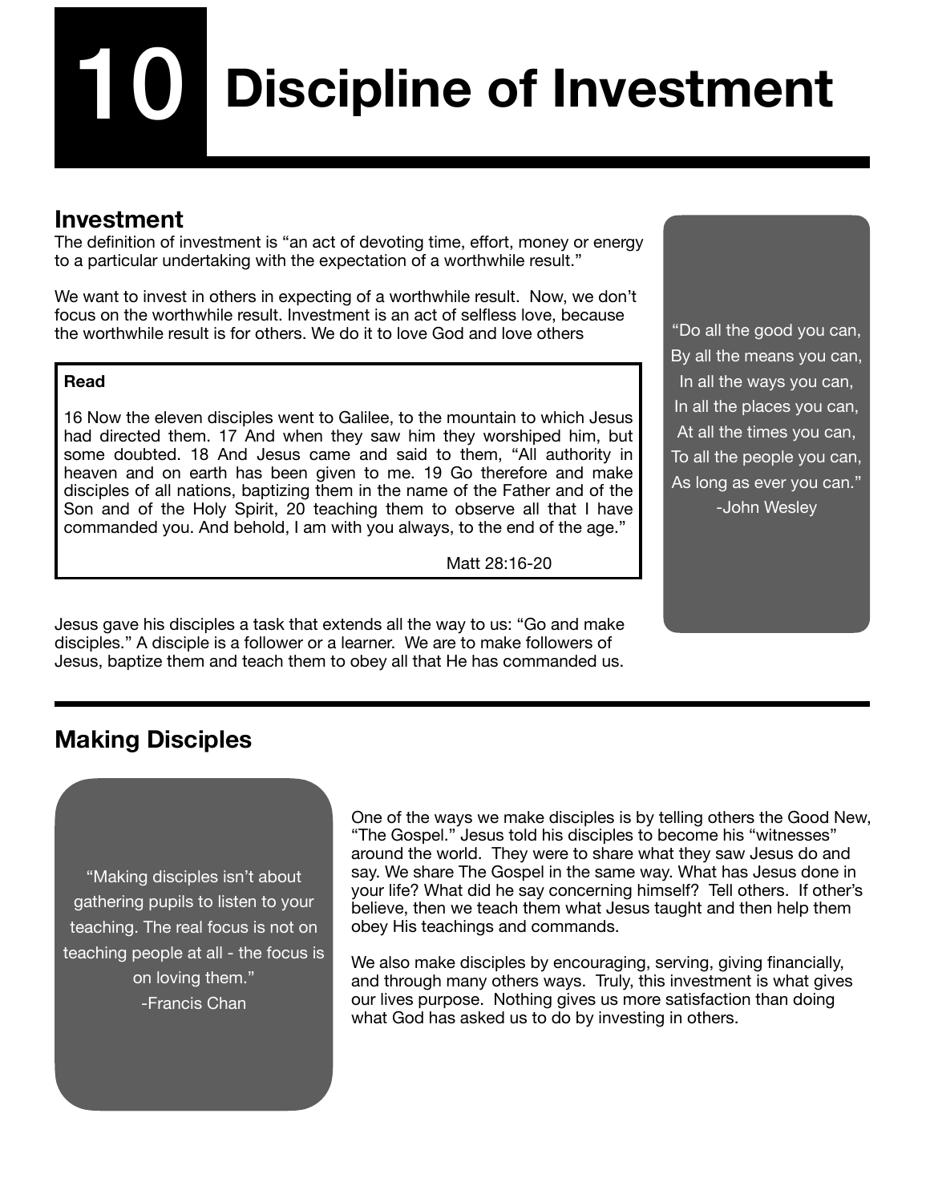# 10 Discipline of Investment

## Investment

The definition of investment is "an act of devoting time, effort, money or energy to a particular undertaking with the expectation of a worthwhile result."

We want to invest in others in expecting of a worthwhile result. Now, we don't focus on the worthwhile result. Investment is an act of selfless love, because the worthwhile result is for others. We do it to love God and love others

> **Read**
>
> 16 Now the eleven disciples went to Galilee, to the mountain to which Jesus had directed them. 17 And when they saw him they worshiped him, but some doubted. 18 And Jesus came and said to them, "All authority in heaven and on earth has been given to me. 19 Go therefore and make disciples of all nations, baptizing them in the name of the Father and of the Son and of the Holy Spirit, 20 teaching them to observe all that I have commanded you. And behold, I am with you always, to the end of the age."
>
> Matt 28:16-20

> "Do all the good you can,
> By all the means you can,
> In all the ways you can,
> In all the places you can,
> At all the times you can,
> To all the people you can,
> As long as ever you can."
> -John Wesley

Jesus gave his disciples a task that extends all the way to us: "Go and make disciples." A disciple is a follower or a learner. We are to make followers of Jesus, baptize them and teach them to obey all that He has commanded us.

## Making Disciples

> "Making disciples isn't about gathering pupils to listen to your teaching. The real focus is not on teaching people at all - the focus is on loving them."
> -Francis Chan

One of the ways we make disciples is by telling others the Good New, "The Gospel." Jesus told his disciples to become his "witnesses" around the world. They were to share what they saw Jesus do and say. We share The Gospel in the same way. What has Jesus done in your life? What did he say concerning himself? Tell others. If other's believe, then we teach them what Jesus taught and then help them obey His teachings and commands.

We also make disciples by encouraging, serving, giving financially, and through many others ways. Truly, this investment is what gives our lives purpose. Nothing gives us more satisfaction than doing what God has asked us to do by investing in others.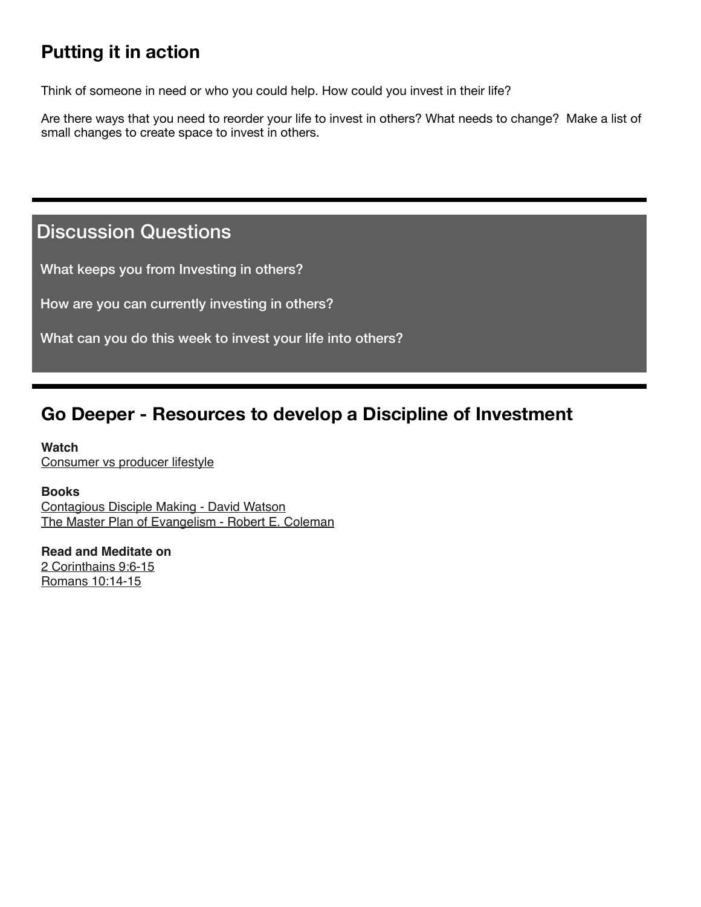## Putting it in action

Think of someone in need or who you could help. How could you invest in their life?

Are there ways that you need to reorder your life to invest in others? What needs to change?  Make a list of small changes to create space to invest in others.

---

## Discussion Questions

What keeps you from Investing in others?

How are you can currently investing in others?

What can you do this week to invest your life into others?

---

## Go Deeper - Resources to develop a Discipline of Investment

**Watch**
Consumer vs producer lifestyle

**Books**
Contagious Disciple Making - David Watson
The Master Plan of Evangelism - Robert E. Coleman

**Read and Meditate on**
2 Corinthains 9:6-15
Romans 10:14-15